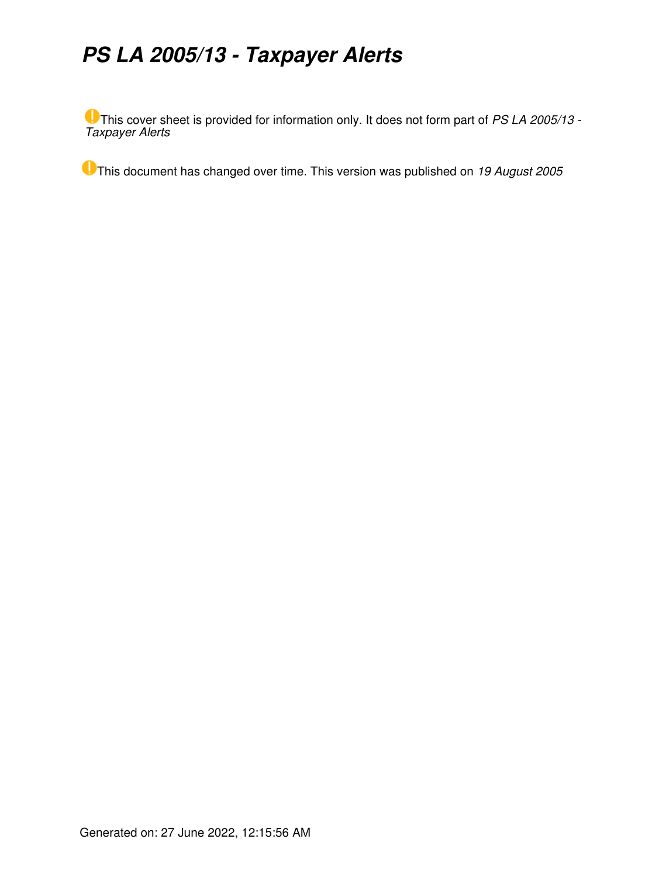# *PS LA 2005/13 - Taxpayer Alerts*

This cover sheet is provided for information only. It does not form part of *PS LA 2005/13 - Taxpayer Alerts*

This document has changed over time. This version was published on *19 August 2005*

Generated on: 27 June 2022, 12:15:56 AM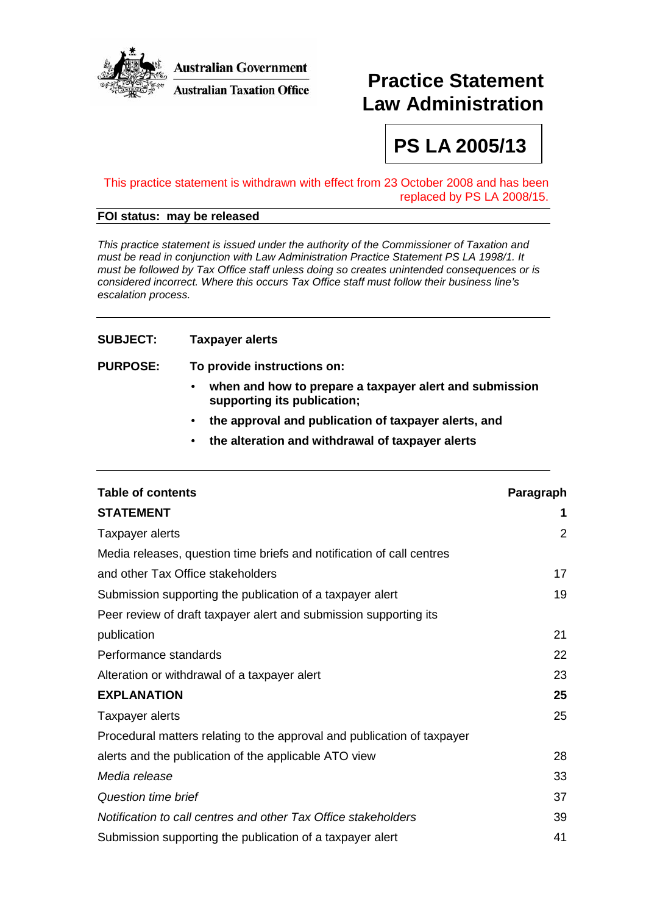Australian Government

Australian Taxation Office

# Practice Statement Law Administration

# PS LA 2005/13

This practice statement is withdrawn with effect from 23 October 2008 and has been replaced by PS LA 2008/15.

**FOI status: may be released**

*This practice statement is issued under the authority of the Commissioner of Taxation and must be read in conjunction with Law Administration Practice Statement PS LA 1998/1. It must be followed by Tax Office staff unless doing so creates unintended consequences or is considered incorrect. Where this occurs Tax Office staff must follow their business line's escalation process.*

**SUBJECT:** **Taxpayer alerts**

**PURPOSE:** **To provide instructions on:**

- **when and how to prepare a taxpayer alert and submission supporting its publication;**
- **the approval and publication of taxpayer alerts, and**
- **the alteration and withdrawal of taxpayer alerts**

| **Table of contents** | **Paragraph** |
|---|---|
| **STATEMENT** | **1** |
| Taxpayer alerts | 2 |
| Media releases, question time briefs and notification of call centres and other Tax Office stakeholders | 17 |
| Submission supporting the publication of a taxpayer alert | 19 |
| Peer review of draft taxpayer alert and submission supporting its publication | 21 |
| Performance standards | 22 |
| Alteration or withdrawal of a taxpayer alert | 23 |
| **EXPLANATION** | **25** |
| Taxpayer alerts | 25 |
| Procedural matters relating to the approval and publication of taxpayer alerts and the publication of the applicable ATO view | 28 |
| *Media release* | 33 |
| *Question time brief* | 37 |
| *Notification to call centres and other Tax Office stakeholders* | 39 |
| Submission supporting the publication of a taxpayer alert | 41 |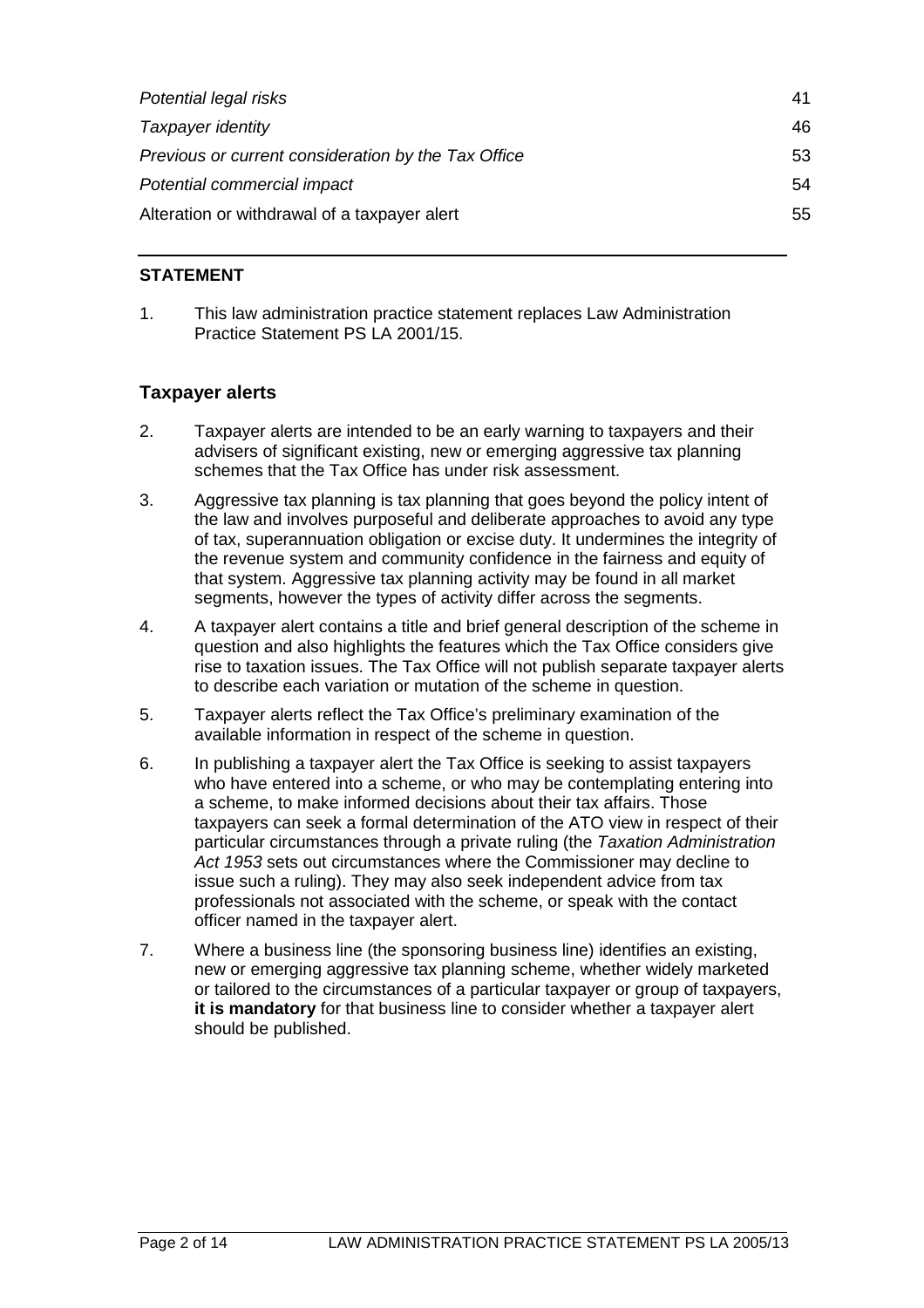| | |
|---|---|
| *Potential legal risks* | 41 |
| *Taxpayer identity* | 46 |
| *Previous or current consideration by the Tax Office* | 53 |
| *Potential commercial impact* | 54 |
| Alteration or withdrawal of a taxpayer alert | 55 |

## STATEMENT

1. This law administration practice statement replaces Law Administration Practice Statement PS LA 2001/15.

### Taxpayer alerts

2. Taxpayer alerts are intended to be an early warning to taxpayers and their advisers of significant existing, new or emerging aggressive tax planning schemes that the Tax Office has under risk assessment.

3. Aggressive tax planning is tax planning that goes beyond the policy intent of the law and involves purposeful and deliberate approaches to avoid any type of tax, superannuation obligation or excise duty. It undermines the integrity of the revenue system and community confidence in the fairness and equity of that system. Aggressive tax planning activity may be found in all market segments, however the types of activity differ across the segments.

4. A taxpayer alert contains a title and brief general description of the scheme in question and also highlights the features which the Tax Office considers give rise to taxation issues. The Tax Office will not publish separate taxpayer alerts to describe each variation or mutation of the scheme in question.

5. Taxpayer alerts reflect the Tax Office's preliminary examination of the available information in respect of the scheme in question.

6. In publishing a taxpayer alert the Tax Office is seeking to assist taxpayers who have entered into a scheme, or who may be contemplating entering into a scheme, to make informed decisions about their tax affairs. Those taxpayers can seek a formal determination of the ATO view in respect of their particular circumstances through a private ruling (the *Taxation Administration Act 1953* sets out circumstances where the Commissioner may decline to issue such a ruling). They may also seek independent advice from tax professionals not associated with the scheme, or speak with the contact officer named in the taxpayer alert.

7. Where a business line (the sponsoring business line) identifies an existing, new or emerging aggressive tax planning scheme, whether widely marketed or tailored to the circumstances of a particular taxpayer or group of taxpayers, **it is mandatory** for that business line to consider whether a taxpayer alert should be published.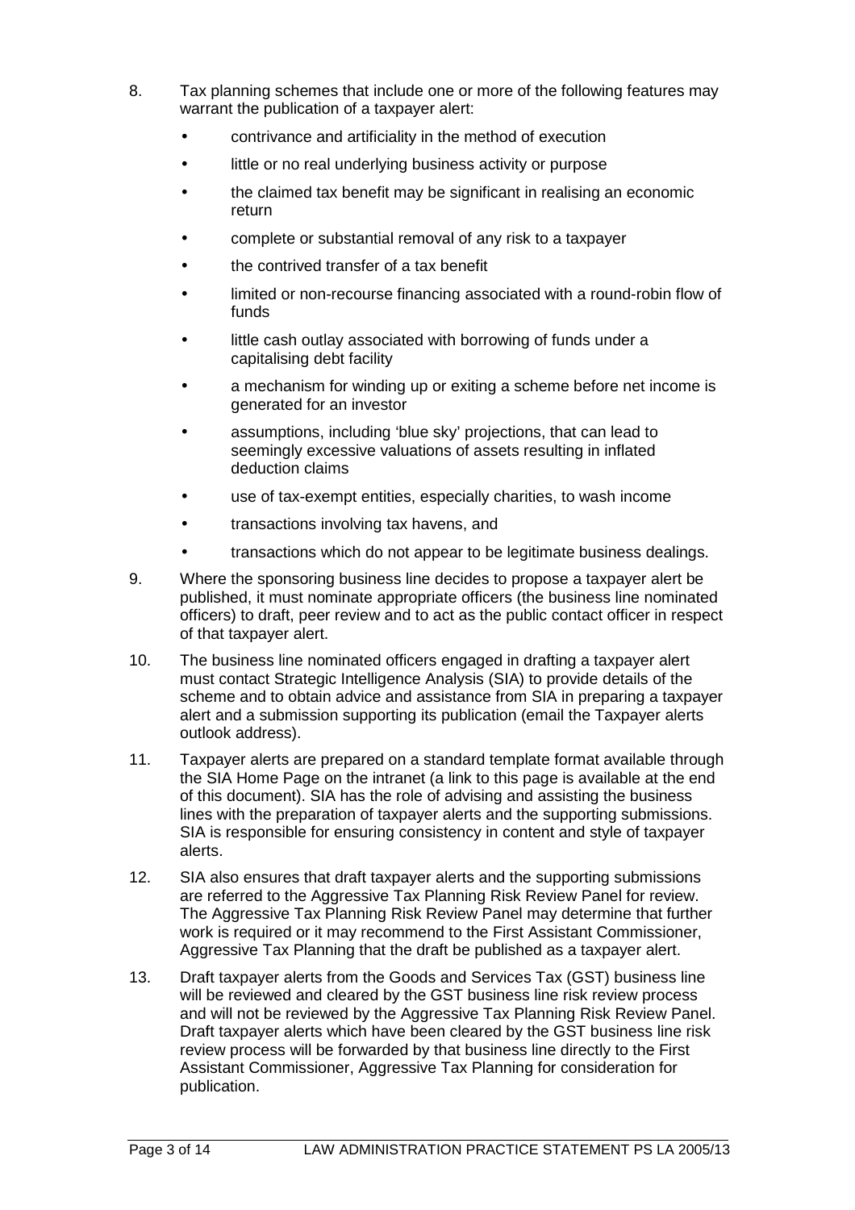8. Tax planning schemes that include one or more of the following features may warrant the publication of a taxpayer alert:
   - contrivance and artificiality in the method of execution
   - little or no real underlying business activity or purpose
   - the claimed tax benefit may be significant in realising an economic return
   - complete or substantial removal of any risk to a taxpayer
   - the contrived transfer of a tax benefit
   - limited or non-recourse financing associated with a round-robin flow of funds
   - little cash outlay associated with borrowing of funds under a capitalising debt facility
   - a mechanism for winding up or exiting a scheme before net income is generated for an investor
   - assumptions, including 'blue sky' projections, that can lead to seemingly excessive valuations of assets resulting in inflated deduction claims
   - use of tax-exempt entities, especially charities, to wash income
   - transactions involving tax havens, and
   - transactions which do not appear to be legitimate business dealings.

9. Where the sponsoring business line decides to propose a taxpayer alert be published, it must nominate appropriate officers (the business line nominated officers) to draft, peer review and to act as the public contact officer in respect of that taxpayer alert.

10. The business line nominated officers engaged in drafting a taxpayer alert must contact Strategic Intelligence Analysis (SIA) to provide details of the scheme and to obtain advice and assistance from SIA in preparing a taxpayer alert and a submission supporting its publication (email the Taxpayer alerts outlook address).

11. Taxpayer alerts are prepared on a standard template format available through the SIA Home Page on the intranet (a link to this page is available at the end of this document). SIA has the role of advising and assisting the business lines with the preparation of taxpayer alerts and the supporting submissions. SIA is responsible for ensuring consistency in content and style of taxpayer alerts.

12. SIA also ensures that draft taxpayer alerts and the supporting submissions are referred to the Aggressive Tax Planning Risk Review Panel for review. The Aggressive Tax Planning Risk Review Panel may determine that further work is required or it may recommend to the First Assistant Commissioner, Aggressive Tax Planning that the draft be published as a taxpayer alert.

13. Draft taxpayer alerts from the Goods and Services Tax (GST) business line will be reviewed and cleared by the GST business line risk review process and will not be reviewed by the Aggressive Tax Planning Risk Review Panel. Draft taxpayer alerts which have been cleared by the GST business line risk review process will be forwarded by that business line directly to the First Assistant Commissioner, Aggressive Tax Planning for consideration for publication.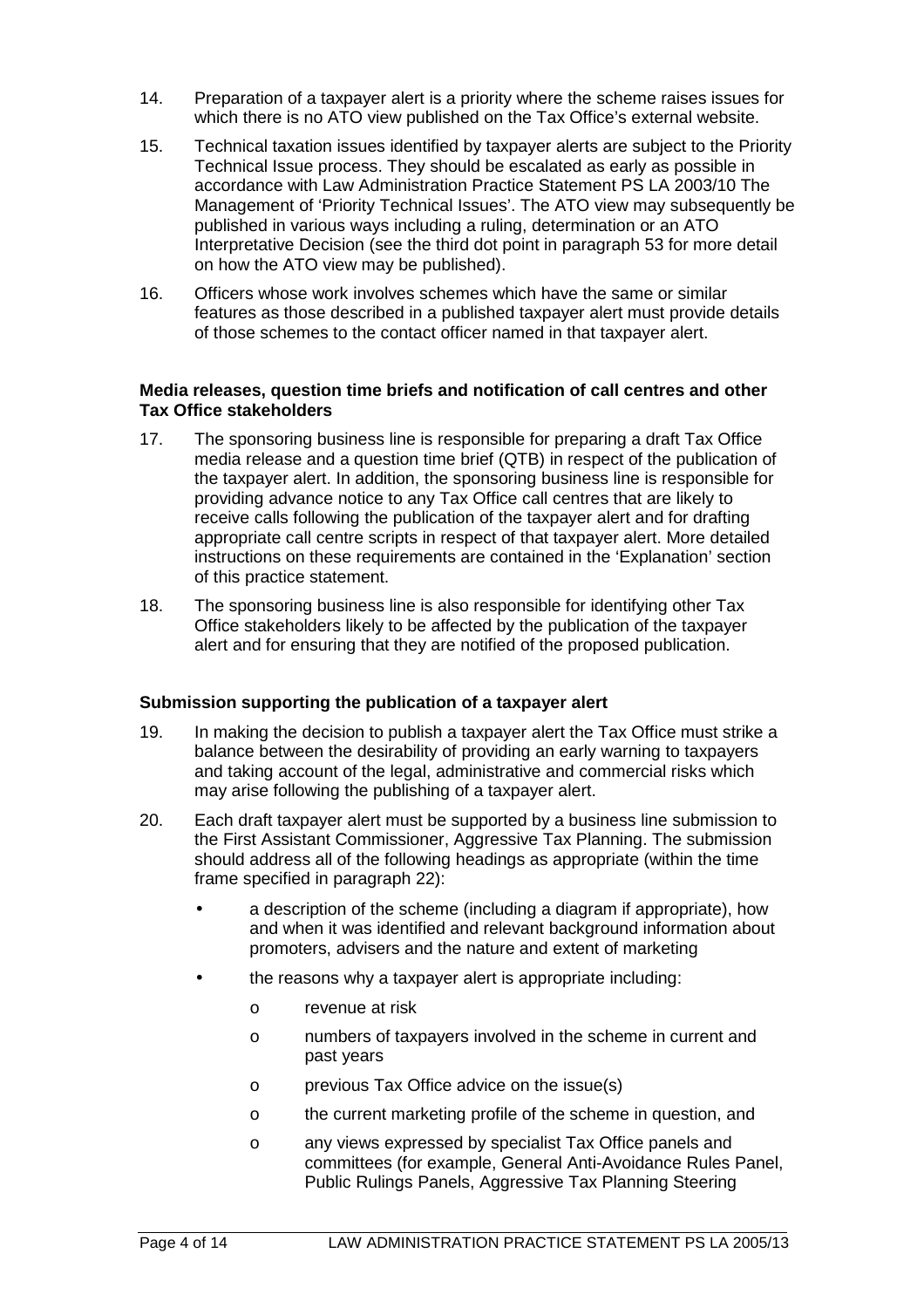14. Preparation of a taxpayer alert is a priority where the scheme raises issues for which there is no ATO view published on the Tax Office's external website.

15. Technical taxation issues identified by taxpayer alerts are subject to the Priority Technical Issue process. They should be escalated as early as possible in accordance with Law Administration Practice Statement PS LA 2003/10 The Management of 'Priority Technical Issues'. The ATO view may subsequently be published in various ways including a ruling, determination or an ATO Interpretative Decision (see the third dot point in paragraph 53 for more detail on how the ATO view may be published).

16. Officers whose work involves schemes which have the same or similar features as those described in a published taxpayer alert must provide details of those schemes to the contact officer named in that taxpayer alert.

**Media releases, question time briefs and notification of call centres and other Tax Office stakeholders**

17. The sponsoring business line is responsible for preparing a draft Tax Office media release and a question time brief (QTB) in respect of the publication of the taxpayer alert. In addition, the sponsoring business line is responsible for providing advance notice to any Tax Office call centres that are likely to receive calls following the publication of the taxpayer alert and for drafting appropriate call centre scripts in respect of that taxpayer alert. More detailed instructions on these requirements are contained in the 'Explanation' section of this practice statement.

18. The sponsoring business line is also responsible for identifying other Tax Office stakeholders likely to be affected by the publication of the taxpayer alert and for ensuring that they are notified of the proposed publication.

**Submission supporting the publication of a taxpayer alert**

19. In making the decision to publish a taxpayer alert the Tax Office must strike a balance between the desirability of providing an early warning to taxpayers and taking account of the legal, administrative and commercial risks which may arise following the publishing of a taxpayer alert.

20. Each draft taxpayer alert must be supported by a business line submission to the First Assistant Commissioner, Aggressive Tax Planning. The submission should address all of the following headings as appropriate (within the time frame specified in paragraph 22):

    - a description of the scheme (including a diagram if appropriate), how and when it was identified and relevant background information about promoters, advisers and the nature and extent of marketing
    - the reasons why a taxpayer alert is appropriate including:
        - revenue at risk
        - numbers of taxpayers involved in the scheme in current and past years
        - previous Tax Office advice on the issue(s)
        - the current marketing profile of the scheme in question, and
        - any views expressed by specialist Tax Office panels and committees (for example, General Anti-Avoidance Rules Panel, Public Rulings Panels, Aggressive Tax Planning Steering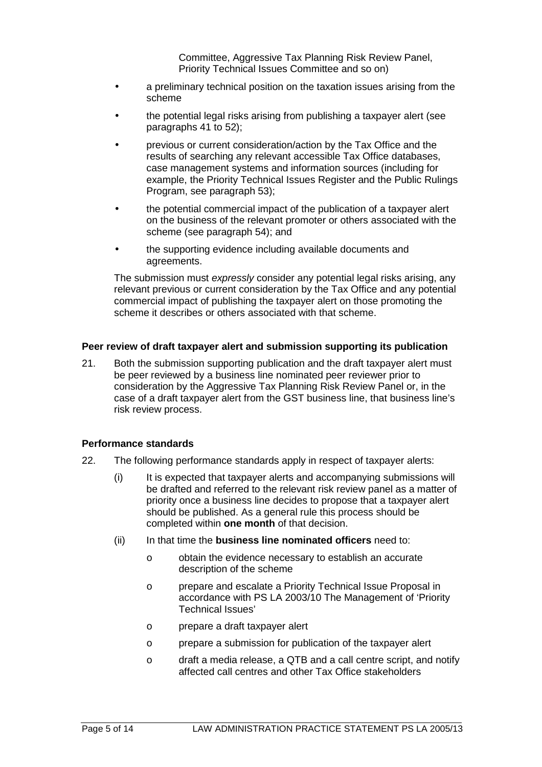Committee, Aggressive Tax Planning Risk Review Panel, Priority Technical Issues Committee and so on)

- a preliminary technical position on the taxation issues arising from the scheme
- the potential legal risks arising from publishing a taxpayer alert (see paragraphs 41 to 52);
- previous or current consideration/action by the Tax Office and the results of searching any relevant accessible Tax Office databases, case management systems and information sources (including for example, the Priority Technical Issues Register and the Public Rulings Program, see paragraph 53);
- the potential commercial impact of the publication of a taxpayer alert on the business of the relevant promoter or others associated with the scheme (see paragraph 54); and
- the supporting evidence including available documents and agreements.

The submission must *expressly* consider any potential legal risks arising, any relevant previous or current consideration by the Tax Office and any potential commercial impact of publishing the taxpayer alert on those promoting the scheme it describes or others associated with that scheme.

**Peer review of draft taxpayer alert and submission supporting its publication**

21. Both the submission supporting publication and the draft taxpayer alert must be peer reviewed by a business line nominated peer reviewer prior to consideration by the Aggressive Tax Planning Risk Review Panel or, in the case of a draft taxpayer alert from the GST business line, that business line's risk review process.

**Performance standards**

22. The following performance standards apply in respect of taxpayer alerts:

    (i) It is expected that taxpayer alerts and accompanying submissions will be drafted and referred to the relevant risk review panel as a matter of priority once a business line decides to propose that a taxpayer alert should be published. As a general rule this process should be completed within **one month** of that decision.

    (ii) In that time the **business line nominated officers** need to:

    - obtain the evidence necessary to establish an accurate description of the scheme
    - prepare and escalate a Priority Technical Issue Proposal in accordance with PS LA 2003/10 The Management of 'Priority Technical Issues'
    - prepare a draft taxpayer alert
    - prepare a submission for publication of the taxpayer alert
    - draft a media release, a QTB and a call centre script, and notify affected call centres and other Tax Office stakeholders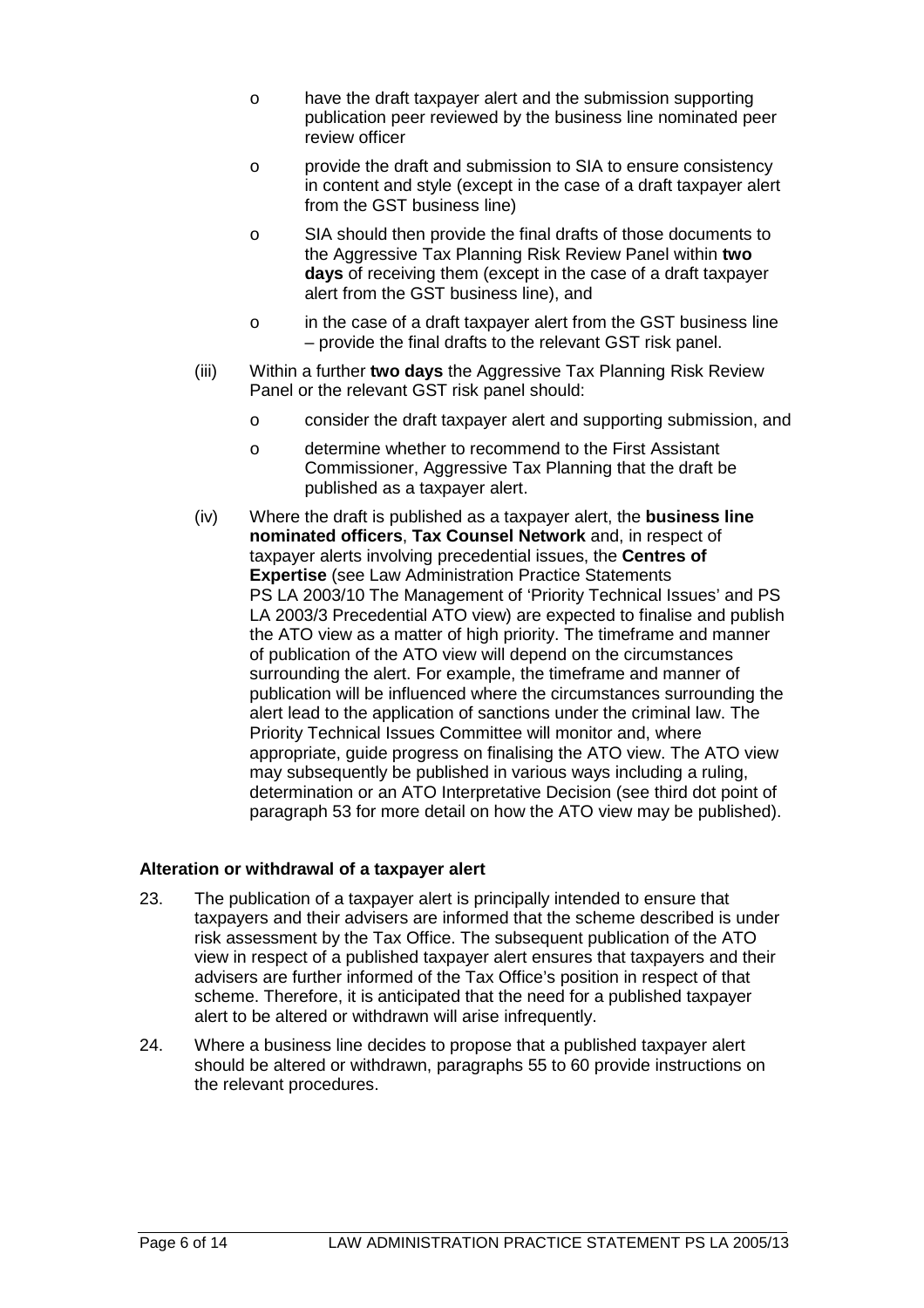- o have the draft taxpayer alert and the submission supporting publication peer reviewed by the business line nominated peer review officer
- o provide the draft and submission to SIA to ensure consistency in content and style (except in the case of a draft taxpayer alert from the GST business line)
- o SIA should then provide the final drafts of those documents to the Aggressive Tax Planning Risk Review Panel within **two days** of receiving them (except in the case of a draft taxpayer alert from the GST business line), and
- o in the case of a draft taxpayer alert from the GST business line – provide the final drafts to the relevant GST risk panel.

(iii) Within a further **two days** the Aggressive Tax Planning Risk Review Panel or the relevant GST risk panel should:

- o consider the draft taxpayer alert and supporting submission, and
- o determine whether to recommend to the First Assistant Commissioner, Aggressive Tax Planning that the draft be published as a taxpayer alert.

(iv) Where the draft is published as a taxpayer alert, the **business line nominated officers**, **Tax Counsel Network** and, in respect of taxpayer alerts involving precedential issues, the **Centres of Expertise** (see Law Administration Practice Statements PS LA 2003/10 The Management of 'Priority Technical Issues' and PS LA 2003/3 Precedential ATO view) are expected to finalise and publish the ATO view as a matter of high priority. The timeframe and manner of publication of the ATO view will depend on the circumstances surrounding the alert. For example, the timeframe and manner of publication will be influenced where the circumstances surrounding the alert lead to the application of sanctions under the criminal law. The Priority Technical Issues Committee will monitor and, where appropriate, guide progress on finalising the ATO view. The ATO view may subsequently be published in various ways including a ruling, determination or an ATO Interpretative Decision (see third dot point of paragraph 53 for more detail on how the ATO view may be published).

**Alteration or withdrawal of a taxpayer alert**

23. The publication of a taxpayer alert is principally intended to ensure that taxpayers and their advisers are informed that the scheme described is under risk assessment by the Tax Office. The subsequent publication of the ATO view in respect of a published taxpayer alert ensures that taxpayers and their advisers are further informed of the Tax Office's position in respect of that scheme. Therefore, it is anticipated that the need for a published taxpayer alert to be altered or withdrawn will arise infrequently.

24. Where a business line decides to propose that a published taxpayer alert should be altered or withdrawn, paragraphs 55 to 60 provide instructions on the relevant procedures.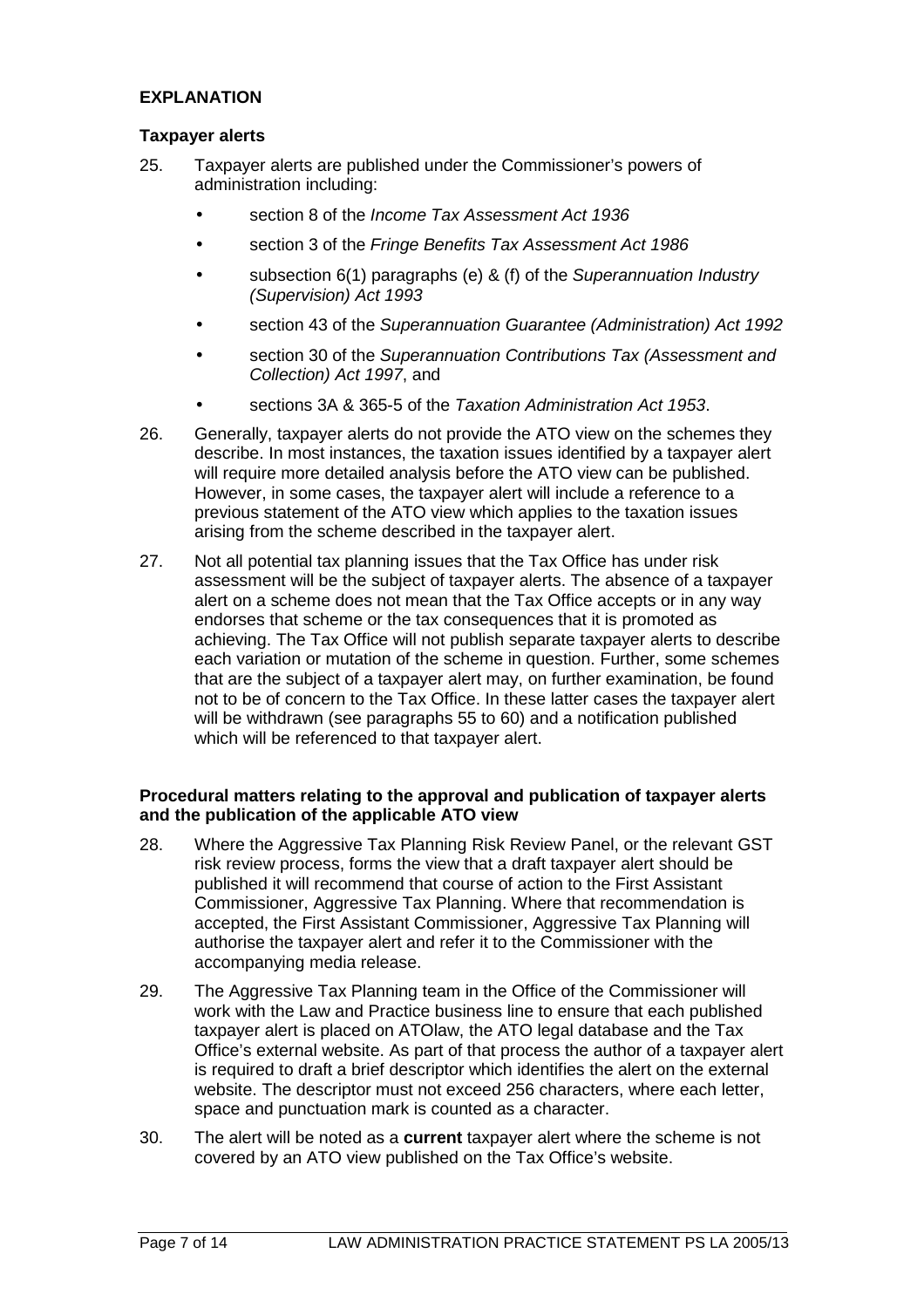## EXPLANATION

### Taxpayer alerts

25. Taxpayer alerts are published under the Commissioner's powers of administration including:
    - section 8 of the *Income Tax Assessment Act 1936*
    - section 3 of the *Fringe Benefits Tax Assessment Act 1986*
    - subsection 6(1) paragraphs (e) & (f) of the *Superannuation Industry (Supervision) Act 1993*
    - section 43 of the *Superannuation Guarantee (Administration) Act 1992*
    - section 30 of the *Superannuation Contributions Tax (Assessment and Collection) Act 1997*, and
    - sections 3A & 365-5 of the *Taxation Administration Act 1953*.

26. Generally, taxpayer alerts do not provide the ATO view on the schemes they describe. In most instances, the taxation issues identified by a taxpayer alert will require more detailed analysis before the ATO view can be published. However, in some cases, the taxpayer alert will include a reference to a previous statement of the ATO view which applies to the taxation issues arising from the scheme described in the taxpayer alert.

27. Not all potential tax planning issues that the Tax Office has under risk assessment will be the subject of taxpayer alerts. The absence of a taxpayer alert on a scheme does not mean that the Tax Office accepts or in any way endorses that scheme or the tax consequences that it is promoted as achieving. The Tax Office will not publish separate taxpayer alerts to describe each variation or mutation of the scheme in question. Further, some schemes that are the subject of a taxpayer alert may, on further examination, be found not to be of concern to the Tax Office. In these latter cases the taxpayer alert will be withdrawn (see paragraphs 55 to 60) and a notification published which will be referenced to that taxpayer alert.

### Procedural matters relating to the approval and publication of taxpayer alerts and the publication of the applicable ATO view

28. Where the Aggressive Tax Planning Risk Review Panel, or the relevant GST risk review process, forms the view that a draft taxpayer alert should be published it will recommend that course of action to the First Assistant Commissioner, Aggressive Tax Planning. Where that recommendation is accepted, the First Assistant Commissioner, Aggressive Tax Planning will authorise the taxpayer alert and refer it to the Commissioner with the accompanying media release.

29. The Aggressive Tax Planning team in the Office of the Commissioner will work with the Law and Practice business line to ensure that each published taxpayer alert is placed on ATOlaw, the ATO legal database and the Tax Office's external website. As part of that process the author of a taxpayer alert is required to draft a brief descriptor which identifies the alert on the external website. The descriptor must not exceed 256 characters, where each letter, space and punctuation mark is counted as a character.

30. The alert will be noted as a **current** taxpayer alert where the scheme is not covered by an ATO view published on the Tax Office's website.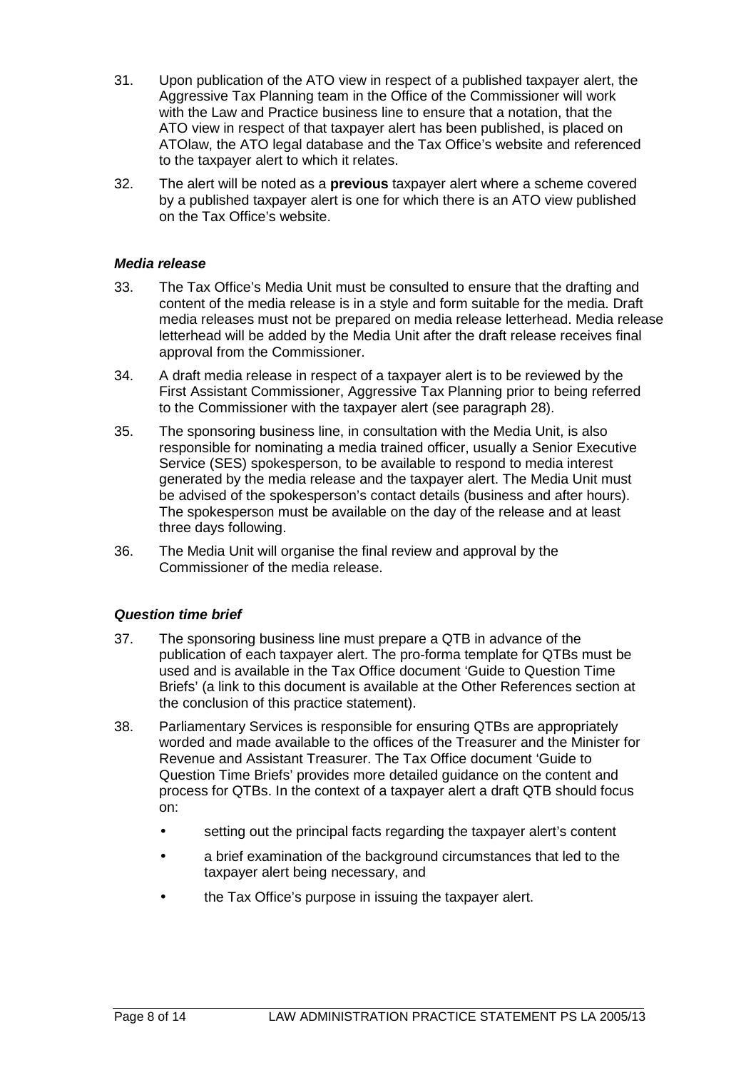31. Upon publication of the ATO view in respect of a published taxpayer alert, the Aggressive Tax Planning team in the Office of the Commissioner will work with the Law and Practice business line to ensure that a notation, that the ATO view in respect of that taxpayer alert has been published, is placed on ATOlaw, the ATO legal database and the Tax Office's website and referenced to the taxpayer alert to which it relates.

32. The alert will be noted as a **previous** taxpayer alert where a scheme covered by a published taxpayer alert is one for which there is an ATO view published on the Tax Office's website.

### *Media release*

33. The Tax Office's Media Unit must be consulted to ensure that the drafting and content of the media release is in a style and form suitable for the media. Draft media releases must not be prepared on media release letterhead. Media release letterhead will be added by the Media Unit after the draft release receives final approval from the Commissioner.

34. A draft media release in respect of a taxpayer alert is to be reviewed by the First Assistant Commissioner, Aggressive Tax Planning prior to being referred to the Commissioner with the taxpayer alert (see paragraph 28).

35. The sponsoring business line, in consultation with the Media Unit, is also responsible for nominating a media trained officer, usually a Senior Executive Service (SES) spokesperson, to be available to respond to media interest generated by the media release and the taxpayer alert. The Media Unit must be advised of the spokesperson's contact details (business and after hours). The spokesperson must be available on the day of the release and at least three days following.

36. The Media Unit will organise the final review and approval by the Commissioner of the media release.

### *Question time brief*

37. The sponsoring business line must prepare a QTB in advance of the publication of each taxpayer alert. The pro-forma template for QTBs must be used and is available in the Tax Office document 'Guide to Question Time Briefs' (a link to this document is available at the Other References section at the conclusion of this practice statement).

38. Parliamentary Services is responsible for ensuring QTBs are appropriately worded and made available to the offices of the Treasurer and the Minister for Revenue and Assistant Treasurer. The Tax Office document 'Guide to Question Time Briefs' provides more detailed guidance on the content and process for QTBs. In the context of a taxpayer alert a draft QTB should focus on:

- setting out the principal facts regarding the taxpayer alert's content
- a brief examination of the background circumstances that led to the taxpayer alert being necessary, and
- the Tax Office's purpose in issuing the taxpayer alert.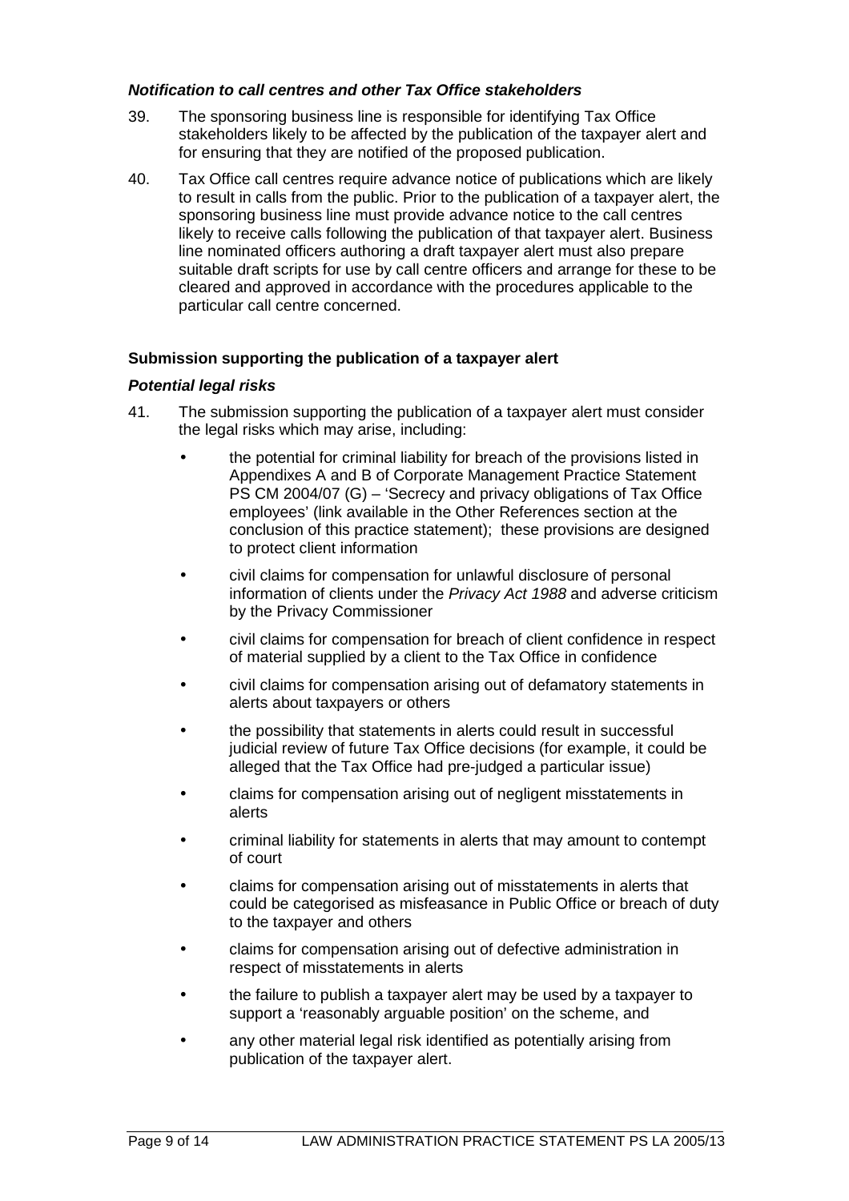### *Notification to call centres and other Tax Office stakeholders*

39. The sponsoring business line is responsible for identifying Tax Office stakeholders likely to be affected by the publication of the taxpayer alert and for ensuring that they are notified of the proposed publication.

40. Tax Office call centres require advance notice of publications which are likely to result in calls from the public. Prior to the publication of a taxpayer alert, the sponsoring business line must provide advance notice to the call centres likely to receive calls following the publication of that taxpayer alert. Business line nominated officers authoring a draft taxpayer alert must also prepare suitable draft scripts for use by call centre officers and arrange for these to be cleared and approved in accordance with the procedures applicable to the particular call centre concerned.

### Submission supporting the publication of a taxpayer alert

### *Potential legal risks*

41. The submission supporting the publication of a taxpayer alert must consider the legal risks which may arise, including:

- the potential for criminal liability for breach of the provisions listed in Appendixes A and B of Corporate Management Practice Statement PS CM 2004/07 (G) – 'Secrecy and privacy obligations of Tax Office employees' (link available in the Other References section at the conclusion of this practice statement); these provisions are designed to protect client information
- civil claims for compensation for unlawful disclosure of personal information of clients under the *Privacy Act 1988* and adverse criticism by the Privacy Commissioner
- civil claims for compensation for breach of client confidence in respect of material supplied by a client to the Tax Office in confidence
- civil claims for compensation arising out of defamatory statements in alerts about taxpayers or others
- the possibility that statements in alerts could result in successful judicial review of future Tax Office decisions (for example, it could be alleged that the Tax Office had pre-judged a particular issue)
- claims for compensation arising out of negligent misstatements in alerts
- criminal liability for statements in alerts that may amount to contempt of court
- claims for compensation arising out of misstatements in alerts that could be categorised as misfeasance in Public Office or breach of duty to the taxpayer and others
- claims for compensation arising out of defective administration in respect of misstatements in alerts
- the failure to publish a taxpayer alert may be used by a taxpayer to support a 'reasonably arguable position' on the scheme, and
- any other material legal risk identified as potentially arising from publication of the taxpayer alert.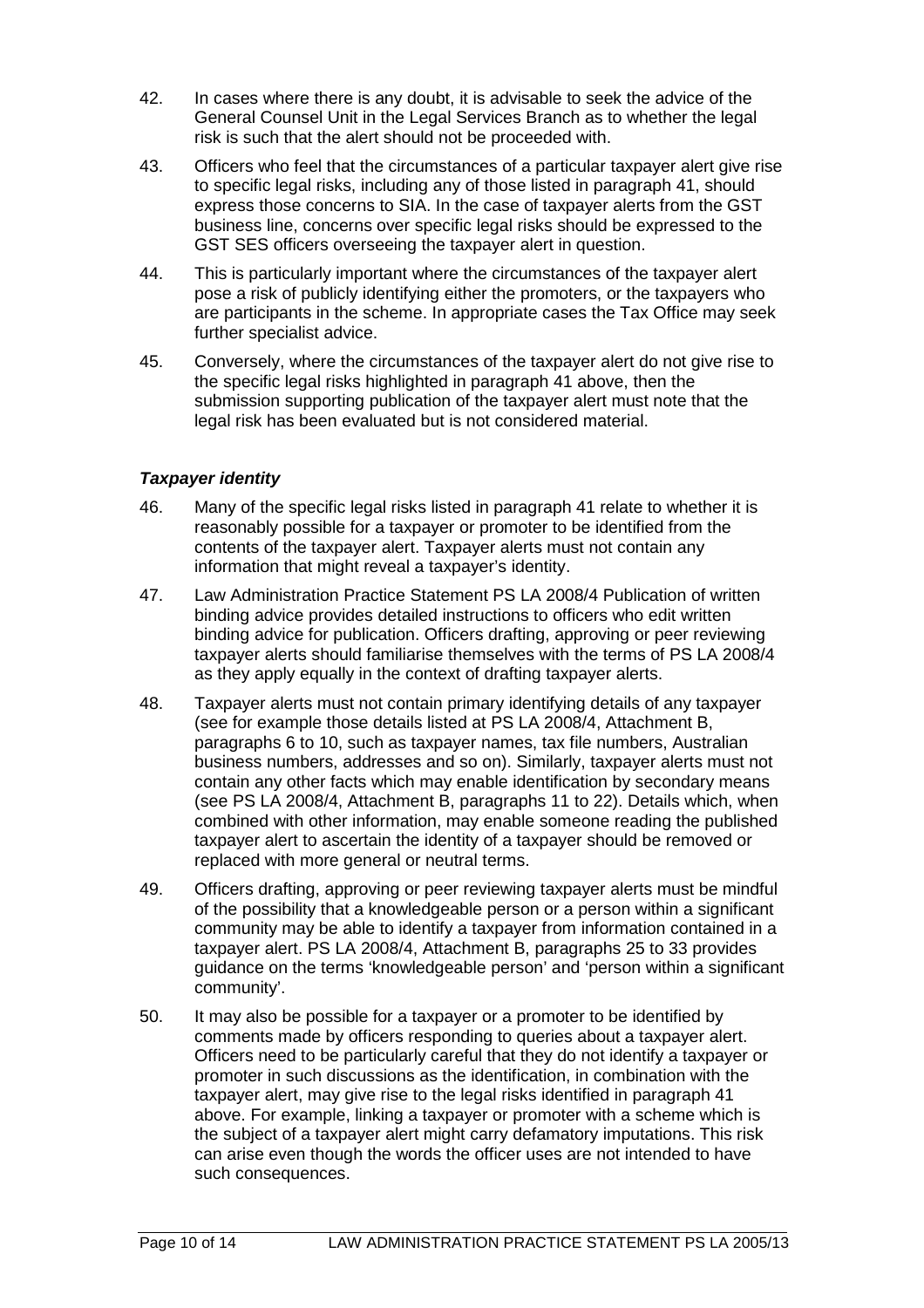42. In cases where there is any doubt, it is advisable to seek the advice of the General Counsel Unit in the Legal Services Branch as to whether the legal risk is such that the alert should not be proceeded with.

43. Officers who feel that the circumstances of a particular taxpayer alert give rise to specific legal risks, including any of those listed in paragraph 41, should express those concerns to SIA. In the case of taxpayer alerts from the GST business line, concerns over specific legal risks should be expressed to the GST SES officers overseeing the taxpayer alert in question.

44. This is particularly important where the circumstances of the taxpayer alert pose a risk of publicly identifying either the promoters, or the taxpayers who are participants in the scheme. In appropriate cases the Tax Office may seek further specialist advice.

45. Conversely, where the circumstances of the taxpayer alert do not give rise to the specific legal risks highlighted in paragraph 41 above, then the submission supporting publication of the taxpayer alert must note that the legal risk has been evaluated but is not considered material.

### *Taxpayer identity*

46. Many of the specific legal risks listed in paragraph 41 relate to whether it is reasonably possible for a taxpayer or promoter to be identified from the contents of the taxpayer alert. Taxpayer alerts must not contain any information that might reveal a taxpayer's identity.

47. Law Administration Practice Statement PS LA 2008/4 Publication of written binding advice provides detailed instructions to officers who edit written binding advice for publication. Officers drafting, approving or peer reviewing taxpayer alerts should familiarise themselves with the terms of PS LA 2008/4 as they apply equally in the context of drafting taxpayer alerts.

48. Taxpayer alerts must not contain primary identifying details of any taxpayer (see for example those details listed at PS LA 2008/4, Attachment B, paragraphs 6 to 10, such as taxpayer names, tax file numbers, Australian business numbers, addresses and so on). Similarly, taxpayer alerts must not contain any other facts which may enable identification by secondary means (see PS LA 2008/4, Attachment B, paragraphs 11 to 22). Details which, when combined with other information, may enable someone reading the published taxpayer alert to ascertain the identity of a taxpayer should be removed or replaced with more general or neutral terms.

49. Officers drafting, approving or peer reviewing taxpayer alerts must be mindful of the possibility that a knowledgeable person or a person within a significant community may be able to identify a taxpayer from information contained in a taxpayer alert. PS LA 2008/4, Attachment B, paragraphs 25 to 33 provides guidance on the terms 'knowledgeable person' and 'person within a significant community'.

50. It may also be possible for a taxpayer or a promoter to be identified by comments made by officers responding to queries about a taxpayer alert. Officers need to be particularly careful that they do not identify a taxpayer or promoter in such discussions as the identification, in combination with the taxpayer alert, may give rise to the legal risks identified in paragraph 41 above. For example, linking a taxpayer or promoter with a scheme which is the subject of a taxpayer alert might carry defamatory imputations. This risk can arise even though the words the officer uses are not intended to have such consequences.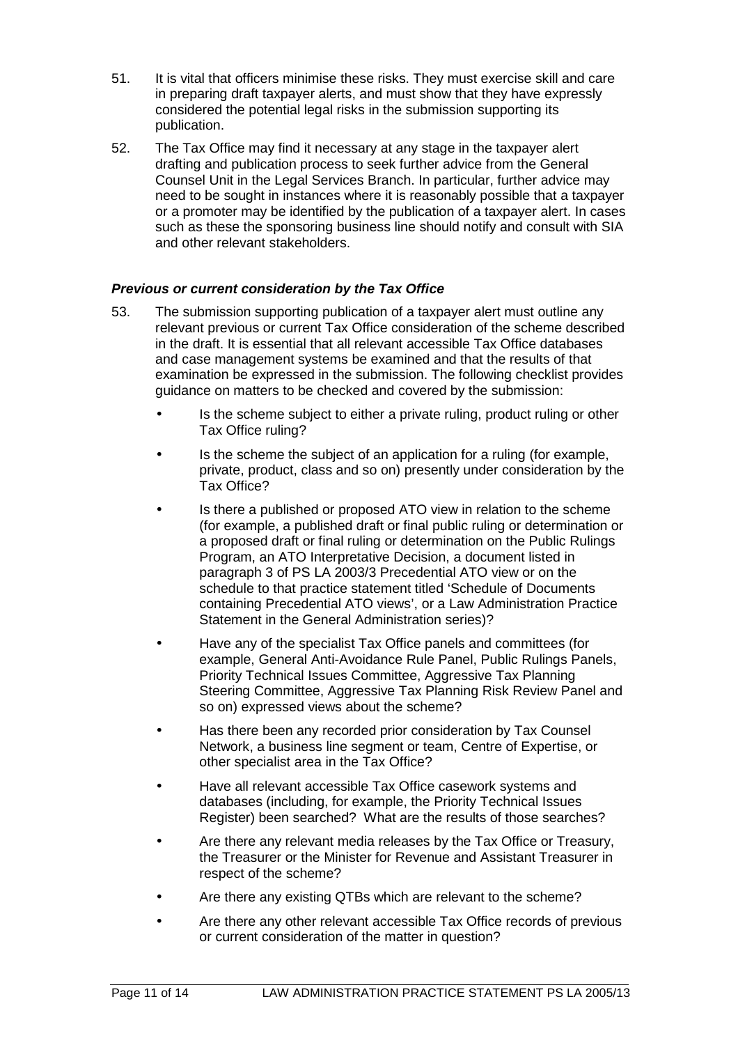51. It is vital that officers minimise these risks. They must exercise skill and care in preparing draft taxpayer alerts, and must show that they have expressly considered the potential legal risks in the submission supporting its publication.

52. The Tax Office may find it necessary at any stage in the taxpayer alert drafting and publication process to seek further advice from the General Counsel Unit in the Legal Services Branch. In particular, further advice may need to be sought in instances where it is reasonably possible that a taxpayer or a promoter may be identified by the publication of a taxpayer alert. In cases such as these the sponsoring business line should notify and consult with SIA and other relevant stakeholders.

### *Previous or current consideration by the Tax Office*

53. The submission supporting publication of a taxpayer alert must outline any relevant previous or current Tax Office consideration of the scheme described in the draft. It is essential that all relevant accessible Tax Office databases and case management systems be examined and that the results of that examination be expressed in the submission. The following checklist provides guidance on matters to be checked and covered by the submission:

- Is the scheme subject to either a private ruling, product ruling or other Tax Office ruling?
- Is the scheme the subject of an application for a ruling (for example, private, product, class and so on) presently under consideration by the Tax Office?
- Is there a published or proposed ATO view in relation to the scheme (for example, a published draft or final public ruling or determination or a proposed draft or final ruling or determination on the Public Rulings Program, an ATO Interpretative Decision, a document listed in paragraph 3 of PS LA 2003/3 Precedential ATO view or on the schedule to that practice statement titled 'Schedule of Documents containing Precedential ATO views', or a Law Administration Practice Statement in the General Administration series)?
- Have any of the specialist Tax Office panels and committees (for example, General Anti-Avoidance Rule Panel, Public Rulings Panels, Priority Technical Issues Committee, Aggressive Tax Planning Steering Committee, Aggressive Tax Planning Risk Review Panel and so on) expressed views about the scheme?
- Has there been any recorded prior consideration by Tax Counsel Network, a business line segment or team, Centre of Expertise, or other specialist area in the Tax Office?
- Have all relevant accessible Tax Office casework systems and databases (including, for example, the Priority Technical Issues Register) been searched? What are the results of those searches?
- Are there any relevant media releases by the Tax Office or Treasury, the Treasurer or the Minister for Revenue and Assistant Treasurer in respect of the scheme?
- Are there any existing QTBs which are relevant to the scheme?
- Are there any other relevant accessible Tax Office records of previous or current consideration of the matter in question?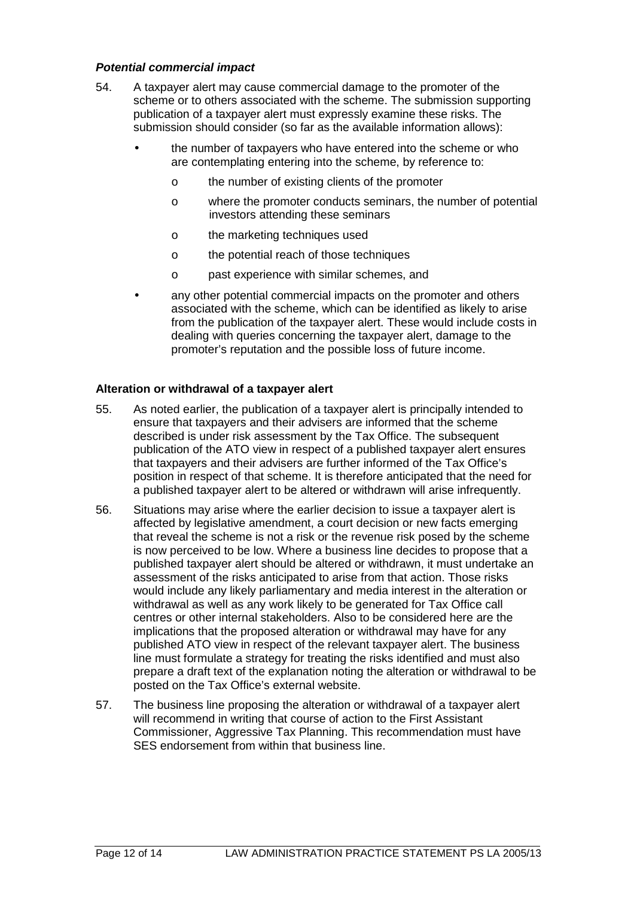#### *Potential commercial impact*

54. A taxpayer alert may cause commercial damage to the promoter of the scheme or to others associated with the scheme. The submission supporting publication of a taxpayer alert must expressly examine these risks. The submission should consider (so far as the available information allows):

- the number of taxpayers who have entered into the scheme or who are contemplating entering into the scheme, by reference to:
  - the number of existing clients of the promoter
  - where the promoter conducts seminars, the number of potential investors attending these seminars
  - the marketing techniques used
  - the potential reach of those techniques
  - past experience with similar schemes, and
- any other potential commercial impacts on the promoter and others associated with the scheme, which can be identified as likely to arise from the publication of the taxpayer alert. These would include costs in dealing with queries concerning the taxpayer alert, damage to the promoter's reputation and the possible loss of future income.

### Alteration or withdrawal of a taxpayer alert

55. As noted earlier, the publication of a taxpayer alert is principally intended to ensure that taxpayers and their advisers are informed that the scheme described is under risk assessment by the Tax Office. The subsequent publication of the ATO view in respect of a published taxpayer alert ensures that taxpayers and their advisers are further informed of the Tax Office's position in respect of that scheme. It is therefore anticipated that the need for a published taxpayer alert to be altered or withdrawn will arise infrequently.

56. Situations may arise where the earlier decision to issue a taxpayer alert is affected by legislative amendment, a court decision or new facts emerging that reveal the scheme is not a risk or the revenue risk posed by the scheme is now perceived to be low. Where a business line decides to propose that a published taxpayer alert should be altered or withdrawn, it must undertake an assessment of the risks anticipated to arise from that action. Those risks would include any likely parliamentary and media interest in the alteration or withdrawal as well as any work likely to be generated for Tax Office call centres or other internal stakeholders. Also to be considered here are the implications that the proposed alteration or withdrawal may have for any published ATO view in respect of the relevant taxpayer alert. The business line must formulate a strategy for treating the risks identified and must also prepare a draft text of the explanation noting the alteration or withdrawal to be posted on the Tax Office's external website.

57. The business line proposing the alteration or withdrawal of a taxpayer alert will recommend in writing that course of action to the First Assistant Commissioner, Aggressive Tax Planning. This recommendation must have SES endorsement from within that business line.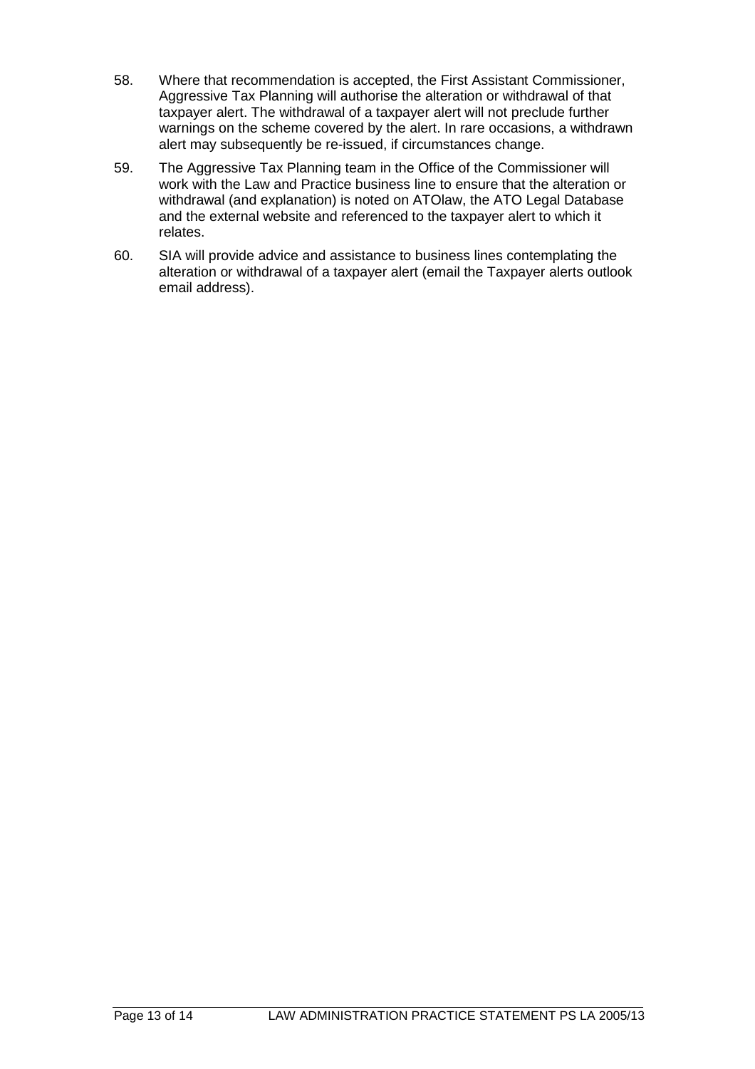58. Where that recommendation is accepted, the First Assistant Commissioner, Aggressive Tax Planning will authorise the alteration or withdrawal of that taxpayer alert. The withdrawal of a taxpayer alert will not preclude further warnings on the scheme covered by the alert. In rare occasions, a withdrawn alert may subsequently be re-issued, if circumstances change.

59. The Aggressive Tax Planning team in the Office of the Commissioner will work with the Law and Practice business line to ensure that the alteration or withdrawal (and explanation) is noted on ATOlaw, the ATO Legal Database and the external website and referenced to the taxpayer alert to which it relates.

60. SIA will provide advice and assistance to business lines contemplating the alteration or withdrawal of a taxpayer alert (email the Taxpayer alerts outlook email address).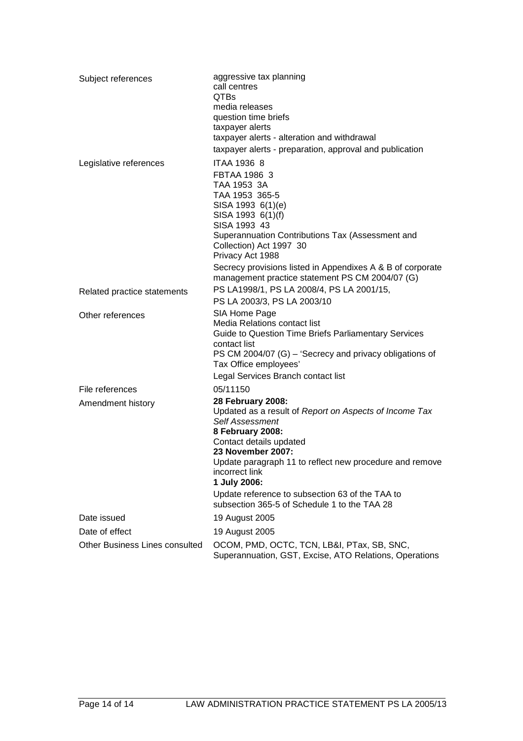| | |
|---|---|
| Subject references | aggressive tax planning<br>call centres<br>QTBs<br>media releases<br>question time briefs<br>taxpayer alerts<br>taxpayer alerts - alteration and withdrawal<br>taxpayer alerts - preparation, approval and publication |
| Legislative references | ITAA 1936 8<br>FBTAA 1986 3<br>TAA 1953 3A<br>TAA 1953 365-5<br>SISA 1993 6(1)(e)<br>SISA 1993 6(1)(f)<br>SISA 1993 43<br>Superannuation Contributions Tax (Assessment and Collection) Act 1997 30<br>Privacy Act 1988<br>Secrecy provisions listed in Appendixes A & B of corporate management practice statement PS CM 2004/07 (G) |
| Related practice statements | PS LA1998/1, PS LA 2008/4, PS LA 2001/15,<br>PS LA 2003/3, PS LA 2003/10 |
| Other references | SIA Home Page<br>Media Relations contact list<br>Guide to Question Time Briefs Parliamentary Services contact list<br>PS CM 2004/07 (G) – 'Secrecy and privacy obligations of Tax Office employees'<br>Legal Services Branch contact list |
| File references | 05/11150 |
| Amendment history | **28 February 2008:**<br>Updated as a result of *Report on Aspects of Income Tax Self Assessment*<br>**8 February 2008:**<br>Contact details updated<br>**23 November 2007:**<br>Update paragraph 11 to reflect new procedure and remove incorrect link<br>**1 July 2006:**<br>Update reference to subsection 63 of the TAA to subsection 365-5 of Schedule 1 to the TAA 28 |
| Date issued | 19 August 2005 |
| Date of effect | 19 August 2005 |
| Other Business Lines consulted | OCOM, PMD, OCTC, TCN, LB&I, PTax, SB, SNC, Superannuation, GST, Excise, ATO Relations, Operations |